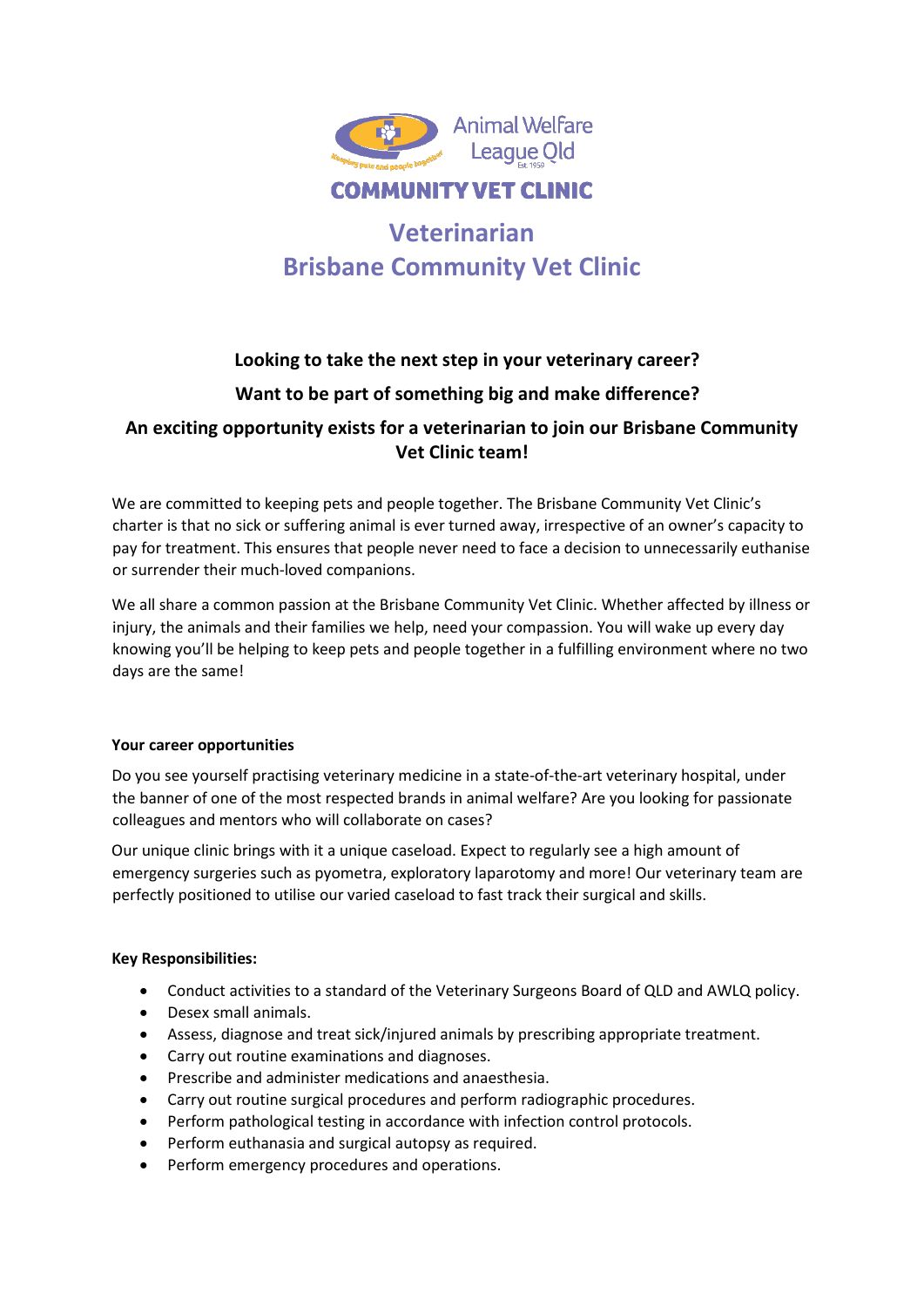Animal Welfare League Qld

COMMUNITY VET CLINIC

# Veterinarian
# Brisbane Community Vet Clinic

**Looking to take the next step in your veterinary career?**

**Want to be part of something big and make difference?**

**An exciting opportunity exists for a veterinarian to join our Brisbane Community Vet Clinic team!**

We are committed to keeping pets and people together. The Brisbane Community Vet Clinic's charter is that no sick or suffering animal is ever turned away, irrespective of an owner's capacity to pay for treatment. This ensures that people never need to face a decision to unnecessarily euthanise or surrender their much-loved companions.

We all share a common passion at the Brisbane Community Vet Clinic. Whether affected by illness or injury, the animals and their families we help, need your compassion. You will wake up every day knowing you'll be helping to keep pets and people together in a fulfilling environment where no two days are the same!

**Your career opportunities**

Do you see yourself practising veterinary medicine in a state-of-the-art veterinary hospital, under the banner of one of the most respected brands in animal welfare? Are you looking for passionate colleagues and mentors who will collaborate on cases?

Our unique clinic brings with it a unique caseload. Expect to regularly see a high amount of emergency surgeries such as pyometra, exploratory laparotomy and more! Our veterinary team are perfectly positioned to utilise our varied caseload to fast track their surgical and skills.

**Key Responsibilities:**

- Conduct activities to a standard of the Veterinary Surgeons Board of QLD and AWLQ policy.
- Desex small animals.
- Assess, diagnose and treat sick/injured animals by prescribing appropriate treatment.
- Carry out routine examinations and diagnoses.
- Prescribe and administer medications and anaesthesia.
- Carry out routine surgical procedures and perform radiographic procedures.
- Perform pathological testing in accordance with infection control protocols.
- Perform euthanasia and surgical autopsy as required.
- Perform emergency procedures and operations.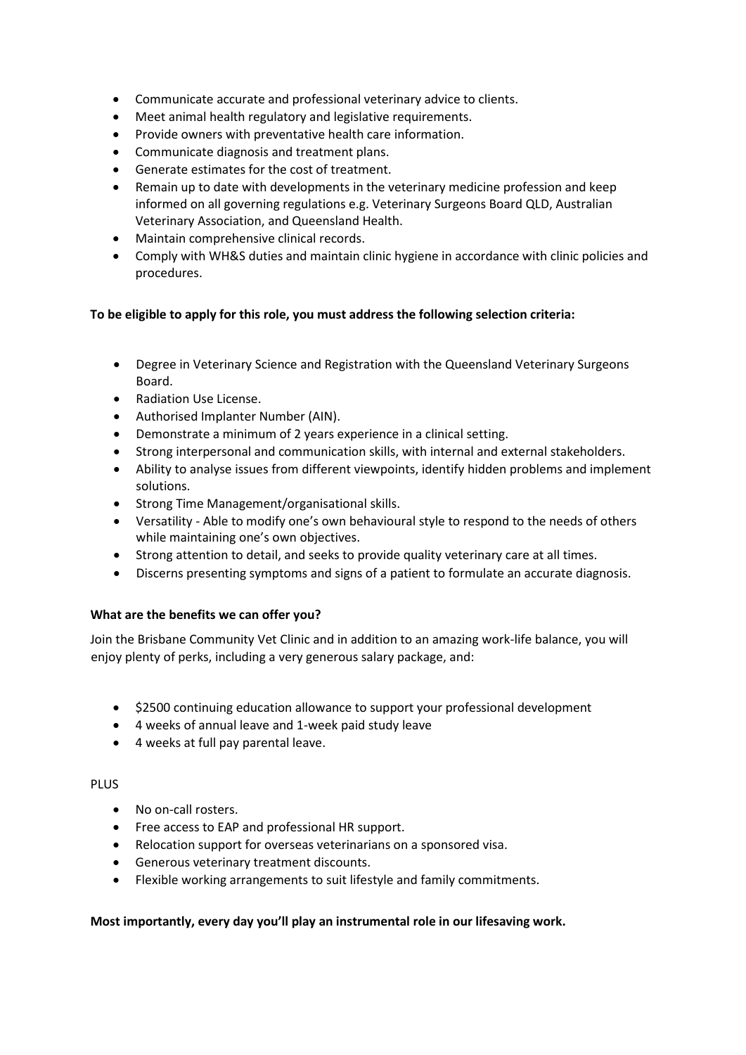- Communicate accurate and professional veterinary advice to clients.
- Meet animal health regulatory and legislative requirements.
- Provide owners with preventative health care information.
- Communicate diagnosis and treatment plans.
- Generate estimates for the cost of treatment.
- Remain up to date with developments in the veterinary medicine profession and keep informed on all governing regulations e.g. Veterinary Surgeons Board QLD, Australian Veterinary Association, and Queensland Health.
- Maintain comprehensive clinical records.
- Comply with WH&S duties and maintain clinic hygiene in accordance with clinic policies and procedures.

**To be eligible to apply for this role, you must address the following selection criteria:**

- Degree in Veterinary Science and Registration with the Queensland Veterinary Surgeons Board.
- Radiation Use License.
- Authorised Implanter Number (AIN).
- Demonstrate a minimum of 2 years experience in a clinical setting.
- Strong interpersonal and communication skills, with internal and external stakeholders.
- Ability to analyse issues from different viewpoints, identify hidden problems and implement solutions.
- Strong Time Management/organisational skills.
- Versatility - Able to modify one's own behavioural style to respond to the needs of others while maintaining one's own objectives.
- Strong attention to detail, and seeks to provide quality veterinary care at all times.
- Discerns presenting symptoms and signs of a patient to formulate an accurate diagnosis.

**What are the benefits we can offer you?**

Join the Brisbane Community Vet Clinic and in addition to an amazing work-life balance, you will enjoy plenty of perks, including a very generous salary package, and:

- $2500 continuing education allowance to support your professional development
- 4 weeks of annual leave and 1-week paid study leave
- 4 weeks at full pay parental leave.

PLUS

- No on-call rosters.
- Free access to EAP and professional HR support.
- Relocation support for overseas veterinarians on a sponsored visa.
- Generous veterinary treatment discounts.
- Flexible working arrangements to suit lifestyle and family commitments.

**Most importantly, every day you'll play an instrumental role in our lifesaving work.**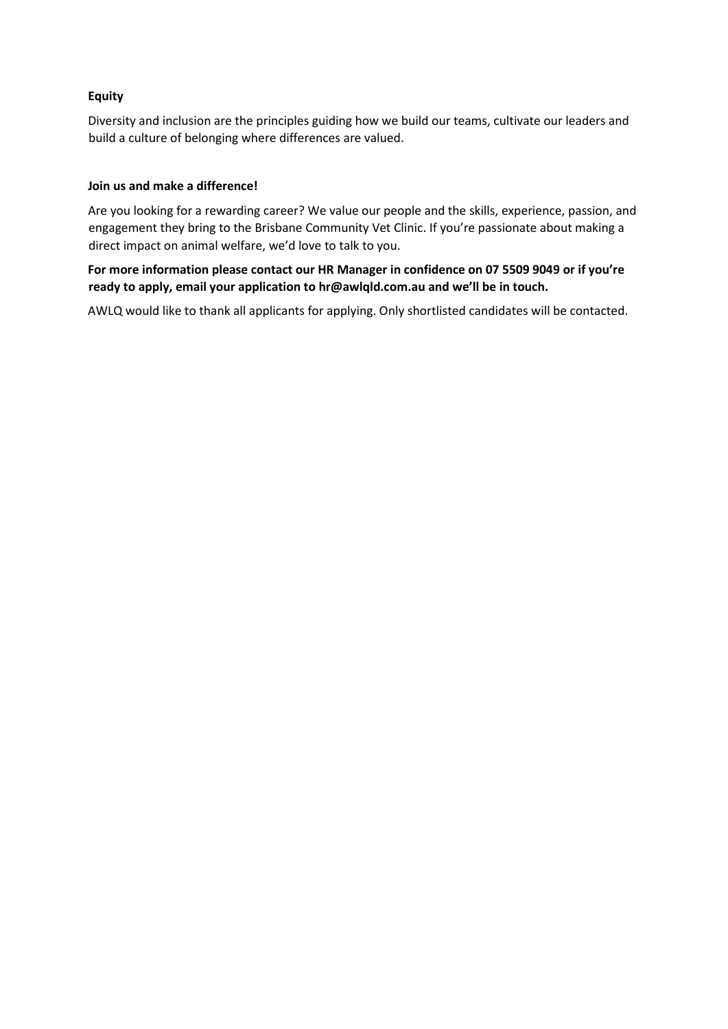**Equity**

Diversity and inclusion are the principles guiding how we build our teams, cultivate our leaders and build a culture of belonging where differences are valued.

**Join us and make a difference!**

Are you looking for a rewarding career? We value our people and the skills, experience, passion, and engagement they bring to the Brisbane Community Vet Clinic. If you're passionate about making a direct impact on animal welfare, we'd love to talk to you.

**For more information please contact our HR Manager in confidence on 07 5509 9049 or if you're ready to apply, email your application to hr@awlqld.com.au and we'll be in touch.**

AWLQ would like to thank all applicants for applying. Only shortlisted candidates will be contacted.